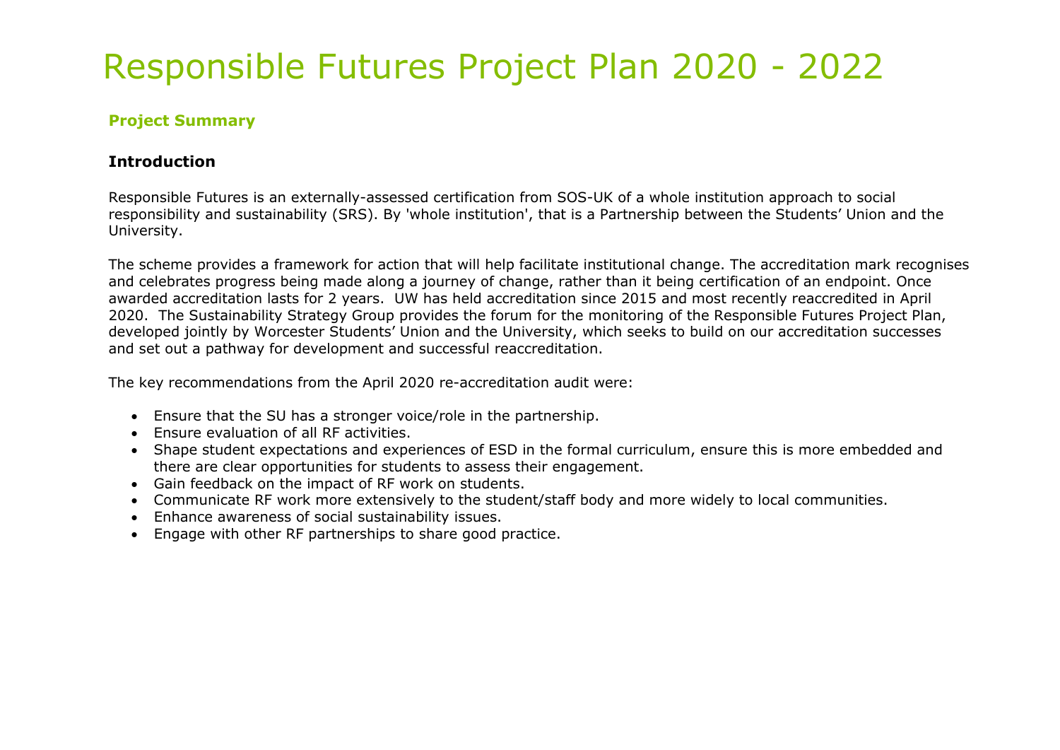# Responsible Futures Project Plan 2020 - 2022

## Project Summary

### Introduction

Responsible Futures is an externally-assessed certification from SOS-UK of a whole institution approach to social responsibility and sustainability (SRS). By 'whole institution', that is a Partnership between the Students' Union and the University.

The scheme provides a framework for action that will help facilitate institutional change. The accreditation mark recognises and celebrates progress being made along a journey of change, rather than it being certification of an endpoint. Once awarded accreditation lasts for 2 years. UW has held accreditation since 2015 and most recently reaccredited in April 2020. The Sustainability Strategy Group provides the forum for the monitoring of the Responsible Futures Project Plan, developed jointly by Worcester Students' Union and the University, which seeks to build on our accreditation successes and set out a pathway for development and successful reaccreditation.

The key recommendations from the April 2020 re-accreditation audit were:

- Ensure that the SU has a stronger voice/role in the partnership.
- Ensure evaluation of all RF activities.
- Shape student expectations and experiences of ESD in the formal curriculum, ensure this is more embedded and there are clear opportunities for students to assess their engagement.
- Gain feedback on the impact of RF work on students.
- Communicate RF work more extensively to the student/staff body and more widely to local communities.
- Enhance awareness of social sustainability issues.
- Engage with other RF partnerships to share good practice.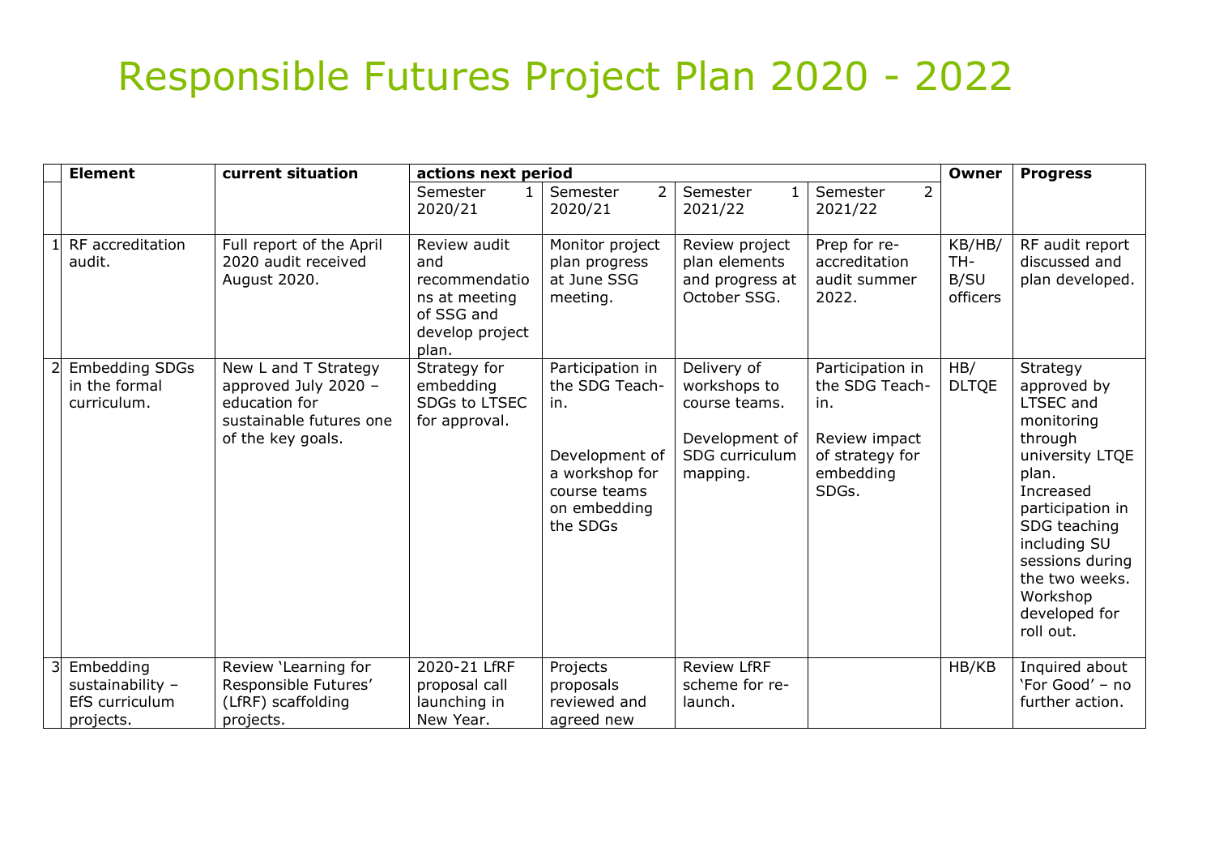# Responsible Futures Project Plan 2020 - 2022

| | Element | current situation | actions next period | | | | Owner | Progress |
|---|---|---|---|---|---|---|---|---|
| | | | Semester 1 2020/21 | Semester 2 2020/21 | Semester 1 2021/22 | Semester 2 2021/22 | | |
| 1 | RF accreditation audit. | Full report of the April 2020 audit received August 2020. | Review audit and recommendations at meeting of SSG and develop project plan. | Monitor project plan progress at June SSG meeting. | Review project plan elements and progress at October SSG. | Prep for re-accreditation audit summer 2022. | KB/HB/ TH-B/SU officers | RF audit report discussed and plan developed. |
| 2 | Embedding SDGs in the formal curriculum. | New L and T Strategy approved July 2020 – education for sustainable futures one of the key goals. | Strategy for embedding SDGs to LTSEC for approval. | Participation in the SDG Teach-in.<br><br>Development of a workshop for course teams on embedding the SDGs | Delivery of workshops to course teams.<br><br>Development of SDG curriculum mapping. | Participation in the SDG Teach-in.<br><br>Review impact of strategy for embedding SDGs. | HB/ DLTQE | Strategy approved by LTSEC and monitoring through university LTQE plan. Increased participation in SDG teaching including SU sessions during the two weeks. Workshop developed for roll out. |
| 3 | Embedding sustainability – EfS curriculum projects. | Review 'Learning for Responsible Futures' (LfRF) scaffolding projects. | 2020-21 LfRF proposal call launching in New Year. | Projects proposals reviewed and agreed new | Review LfRF scheme for re-launch. | | HB/KB | Inquired about 'For Good' – no further action. |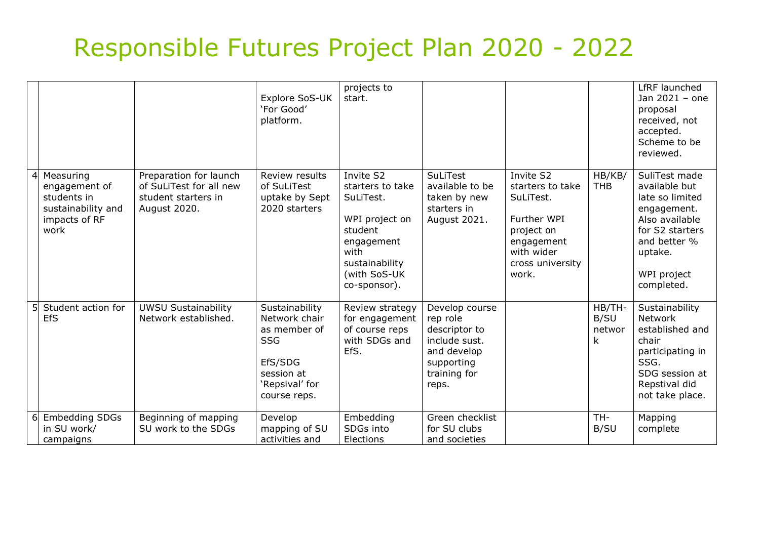# Responsible Futures Project Plan 2020 - 2022

| | | | | | | | | |
|---|---|---|---|---|---|---|---|---|
| | | | Explore SoS-UK 'For Good' platform. | projects to start. | | | | LfRF launched Jan 2021 – one proposal received, not accepted. Scheme to be reviewed. |
| 4 | Measuring engagement of students in sustainability and impacts of RF work | Preparation for launch of SuLiTest for all new student starters in August 2020. | Review results of SuLiTest uptake by Sept 2020 starters | Invite S2 starters to take SuLiTest.<br><br>WPI project on student engagement with sustainability (with SoS-UK co-sponsor). | SuLiTest available to be taken by new starters in August 2021. | Invite S2 starters to take SuLiTest.<br><br>Further WPI project on engagement with wider cross university work. | HB/KB/THB | SuliTest made available but late so limited engagement. Also available for S2 starters and better % uptake.<br><br>WPI project completed. |
| 5 | Student action for EfS | UWSU Sustainability Network established. | Sustainability Network chair as member of SSG<br><br>EfS/SDG session at 'Repsival' for course reps. | Review strategy for engagement of course reps with SDGs and EfS. | Develop course rep role descriptor to include sust. and develop supporting training for reps. | | HB/TH-B/SU network | Sustainability Network established and chair participating in SSG.<br>SDG session at Repstival did not take place. |
| 6 | Embedding SDGs in SU work/ campaigns | Beginning of mapping SU work to the SDGs | Develop mapping of SU activities and | Embedding SDGs into Elections | Green checklist for SU clubs and societies | | TH-B/SU | Mapping complete |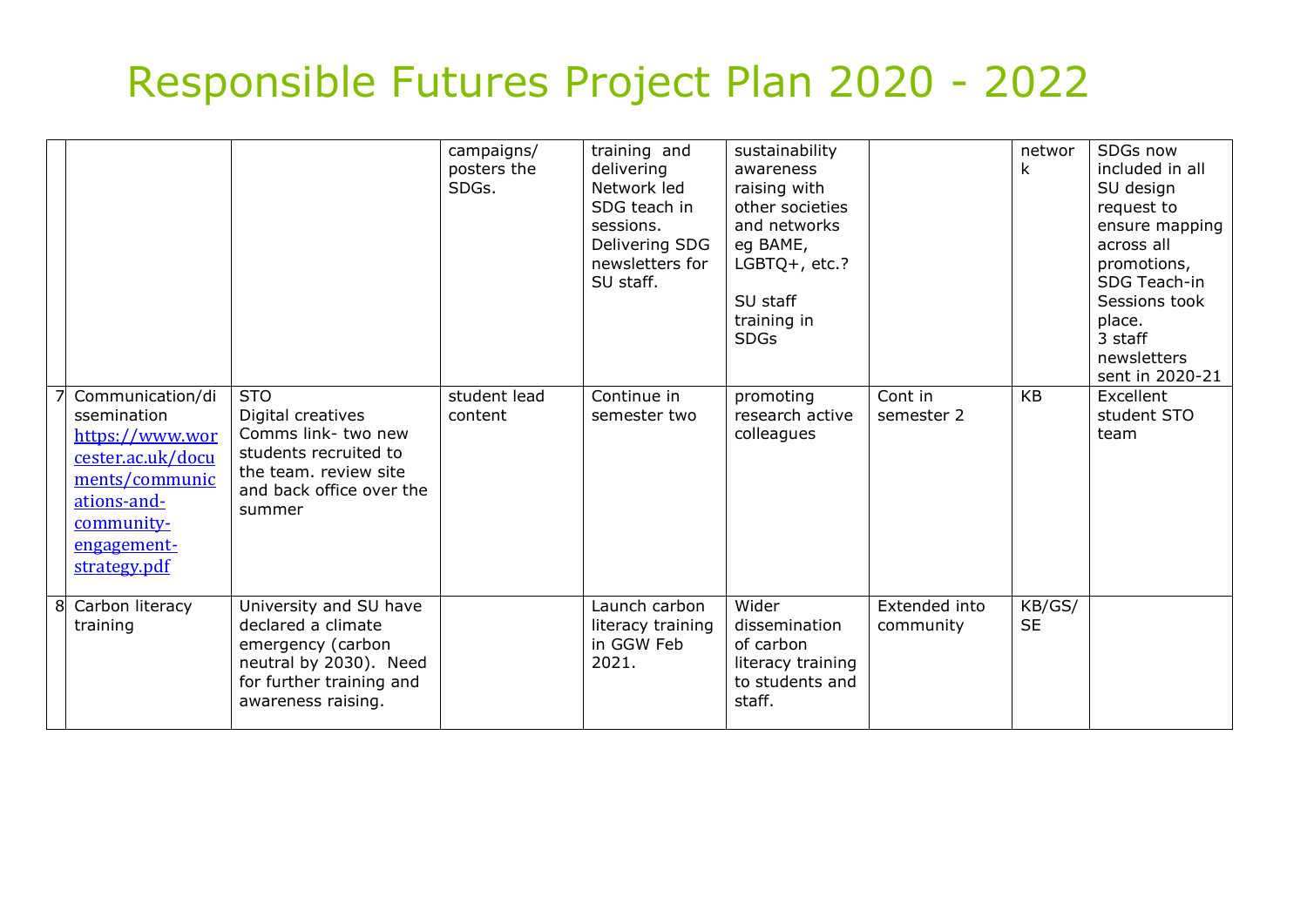# Responsible Futures Project Plan 2020 - 2022

| | | | | | | | | |
|---|---|---|---|---|---|---|---|---|
| | | | campaigns/ posters the SDGs. | training and delivering Network led SDG teach in sessions. Delivering SDG newsletters for SU staff. | sustainability awareness raising with other societies and networks eg BAME, LGBTQ+, etc.?<br><br>SU staff training in SDGs | | network | SDGs now included in all SU design request to ensure mapping across all promotions, SDG Teach-in Sessions took place.<br>3 staff newsletters sent in 2020-21 |
| 7 | Communication/dissemination https://www.worcester.ac.uk/documents/communications-and-community-engagement-strategy.pdf | STO<br>Digital creatives<br>Comms link- two new students recruited to the team. review site and back office over the summer | student lead content | Continue in semester two | promoting research active colleagues | Cont in semester 2 | KB | Excellent student STO team |
| 8 | Carbon literacy training | University and SU have declared a climate emergency (carbon neutral by 2030). Need for further training and awareness raising. | | Launch carbon literacy training in GGW Feb 2021. | Wider dissemination of carbon literacy training to students and staff. | Extended into community | KB/GS/SE | |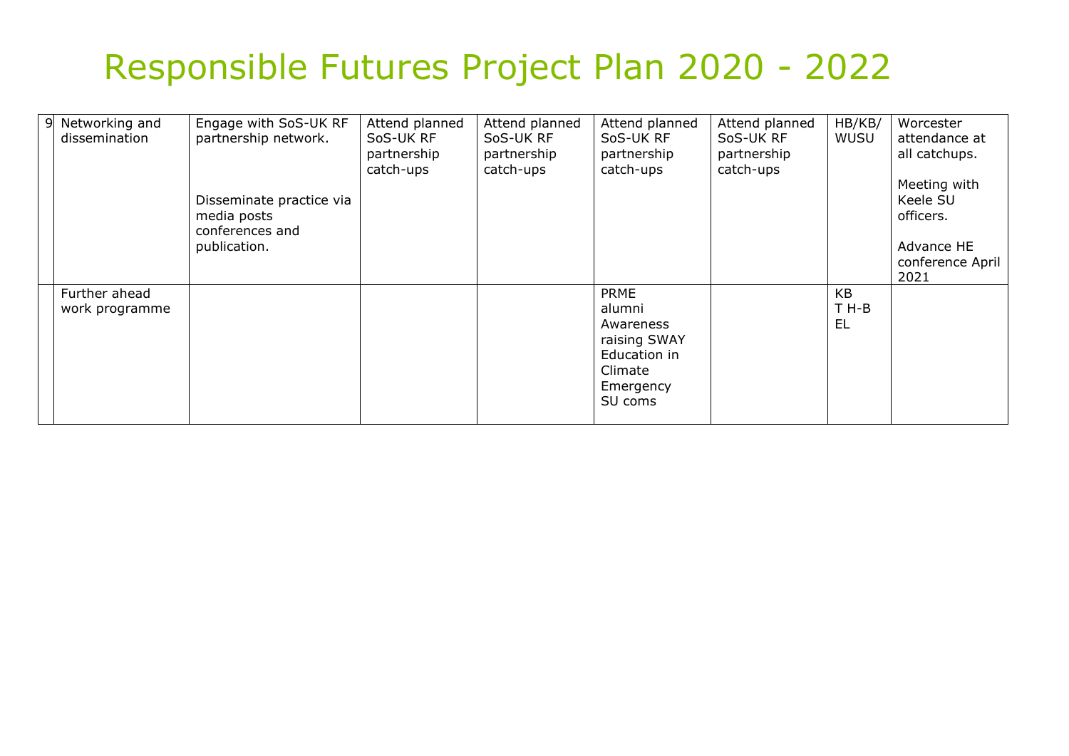# Responsible Futures Project Plan 2020 - 2022

| | | | | | | | | |
|---|---|---|---|---|---|---|---|---|
| 9 | Networking and dissemination | Engage with SoS-UK RF partnership network.<br><br>Disseminate practice via media posts conferences and publication. | Attend planned SoS-UK RF partnership catch-ups | Attend planned SoS-UK RF partnership catch-ups | Attend planned SoS-UK RF partnership catch-ups | Attend planned SoS-UK RF partnership catch-ups | HB/KB/ WUSU | Worcester attendance at all catchups.<br><br>Meeting with Keele SU officers.<br><br>Advance HE conference April 2021 |
| | Further ahead work programme | | | | PRME alumni Awareness raising SWAY Education in Climate Emergency SU coms | | KB T H-B EL | |